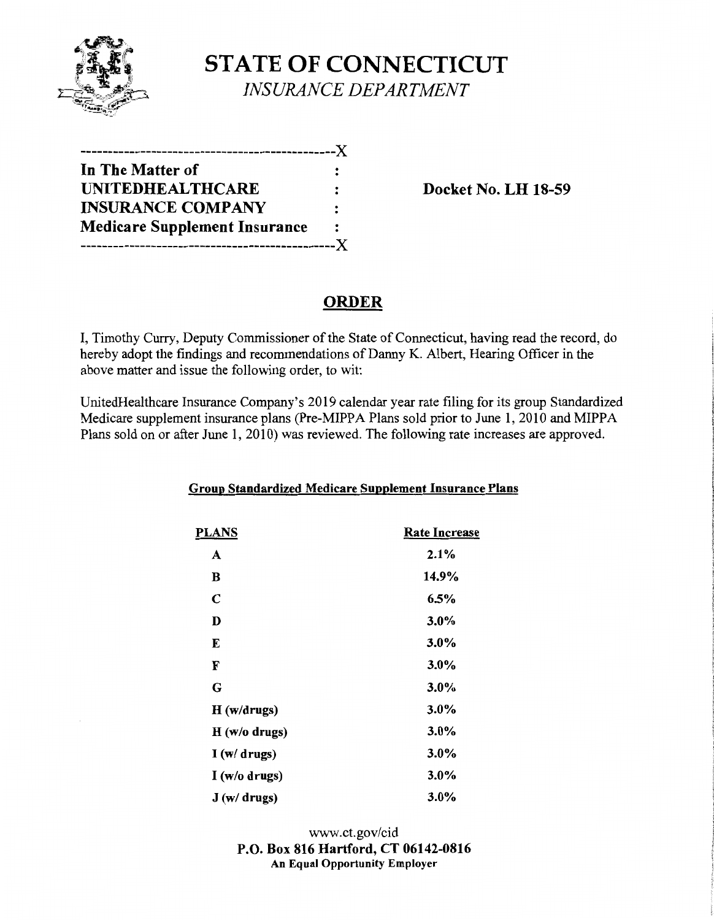# STATE OF CONNECTICUT

*INSURANCE DEPARTMENT*

---------------------------------------------X

**In The Matter of** :
**UNITEDHEALTHCARE** :
**INSURANCE COMPANY** :
**Medicare Supplement Insurance** :

---------------------------------------------X

**Docket No. LH 18-59**

## ORDER

I, Timothy Curry, Deputy Commissioner of the State of Connecticut, having read the record, do hereby adopt the findings and recommendations of Danny K. Albert, Hearing Officer in the above matter and issue the following order, to wit:

UnitedHealthcare Insurance Company's 2019 calendar year rate filing for its group Standardized Medicare supplement insurance plans (Pre-MIPPA Plans sold prior to June 1, 2010 and MIPPA Plans sold on or after June 1, 2010) was reviewed. The following rate increases are approved.

**Group Standardized Medicare Supplement Insurance Plans**

| PLANS | Rate Increase |
|---|---|
| **A** | **2.1%** |
| **B** | **14.9%** |
| **C** | **6.5%** |
| **D** | **3.0%** |
| **E** | **3.0%** |
| **F** | **3.0%** |
| **G** | **3.0%** |
| **H (w/drugs)** | **3.0%** |
| **H (w/o drugs)** | **3.0%** |
| **I (w/ drugs)** | **3.0%** |
| **I (w/o drugs)** | **3.0%** |
| **J (w/ drugs)** | **3.0%** |

www.ct.gov/cid
**P.O. Box 816 Hartford, CT 06142-0816**
**An Equal Opportunity Employer**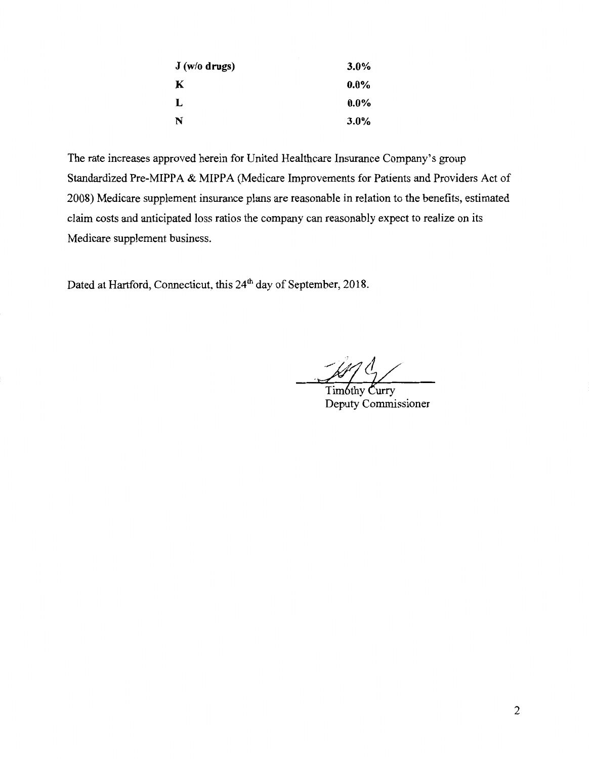| | |
|---|---|
| **J (w/o drugs)** | **3.0%** |
| **K** | **0.0%** |
| **L** | **0.0%** |
| **N** | **3.0%** |

The rate increases approved herein for United Healthcare Insurance Company's group Standardized Pre-MIPPA & MIPPA (Medicare Improvements for Patients and Providers Act of 2008) Medicare supplement insurance plans are reasonable in relation to the benefits, estimated claim costs and anticipated loss ratios the company can reasonably expect to realize on its Medicare supplement business.

Dated at Hartford, Connecticut, this 24th day of September, 2018.

Timothy Curry
Deputy Commissioner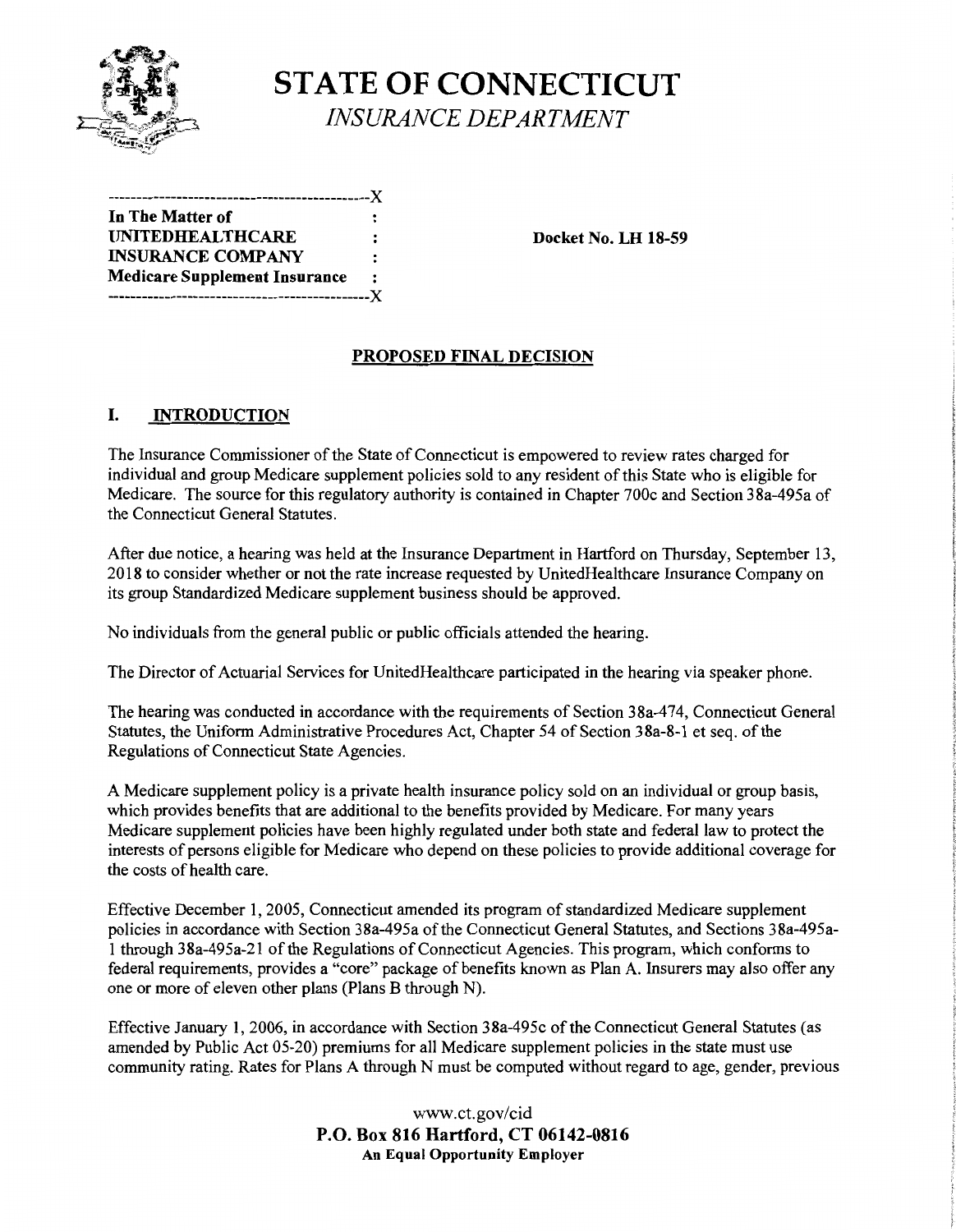# STATE OF CONNECTICUT

*INSURANCE DEPARTMENT*

```
----------------------------------------------X
In The Matter of                              :
UNITEDHEALTHCARE                              :
INSURANCE COMPANY                             :
Medicare Supplement Insurance                 :
----------------------------------------------X
```

**Docket No. LH 18-59**

## PROPOSED FINAL DECISION

### I. INTRODUCTION

The Insurance Commissioner of the State of Connecticut is empowered to review rates charged for individual and group Medicare supplement policies sold to any resident of this State who is eligible for Medicare. The source for this regulatory authority is contained in Chapter 700c and Section 38a-495a of the Connecticut General Statutes.

After due notice, a hearing was held at the Insurance Department in Hartford on Thursday, September 13, 2018 to consider whether or not the rate increase requested by UnitedHealthcare Insurance Company on its group Standardized Medicare supplement business should be approved.

No individuals from the general public or public officials attended the hearing.

The Director of Actuarial Services for UnitedHealthcare participated in the hearing via speaker phone.

The hearing was conducted in accordance with the requirements of Section 38a-474, Connecticut General Statutes, the Uniform Administrative Procedures Act, Chapter 54 of Section 38a-8-1 et seq. of the Regulations of Connecticut State Agencies.

A Medicare supplement policy is a private health insurance policy sold on an individual or group basis, which provides benefits that are additional to the benefits provided by Medicare. For many years Medicare supplement policies have been highly regulated under both state and federal law to protect the interests of persons eligible for Medicare who depend on these policies to provide additional coverage for the costs of health care.

Effective December 1, 2005, Connecticut amended its program of standardized Medicare supplement policies in accordance with Section 38a-495a of the Connecticut General Statutes, and Sections 38a-495a-1 through 38a-495a-21 of the Regulations of Connecticut Agencies. This program, which conforms to federal requirements, provides a "core" package of benefits known as Plan A. Insurers may also offer any one or more of eleven other plans (Plans B through N).

Effective January 1, 2006, in accordance with Section 38a-495c of the Connecticut General Statutes (as amended by Public Act 05-20) premiums for all Medicare supplement policies in the state must use community rating. Rates for Plans A through N must be computed without regard to age, gender, previous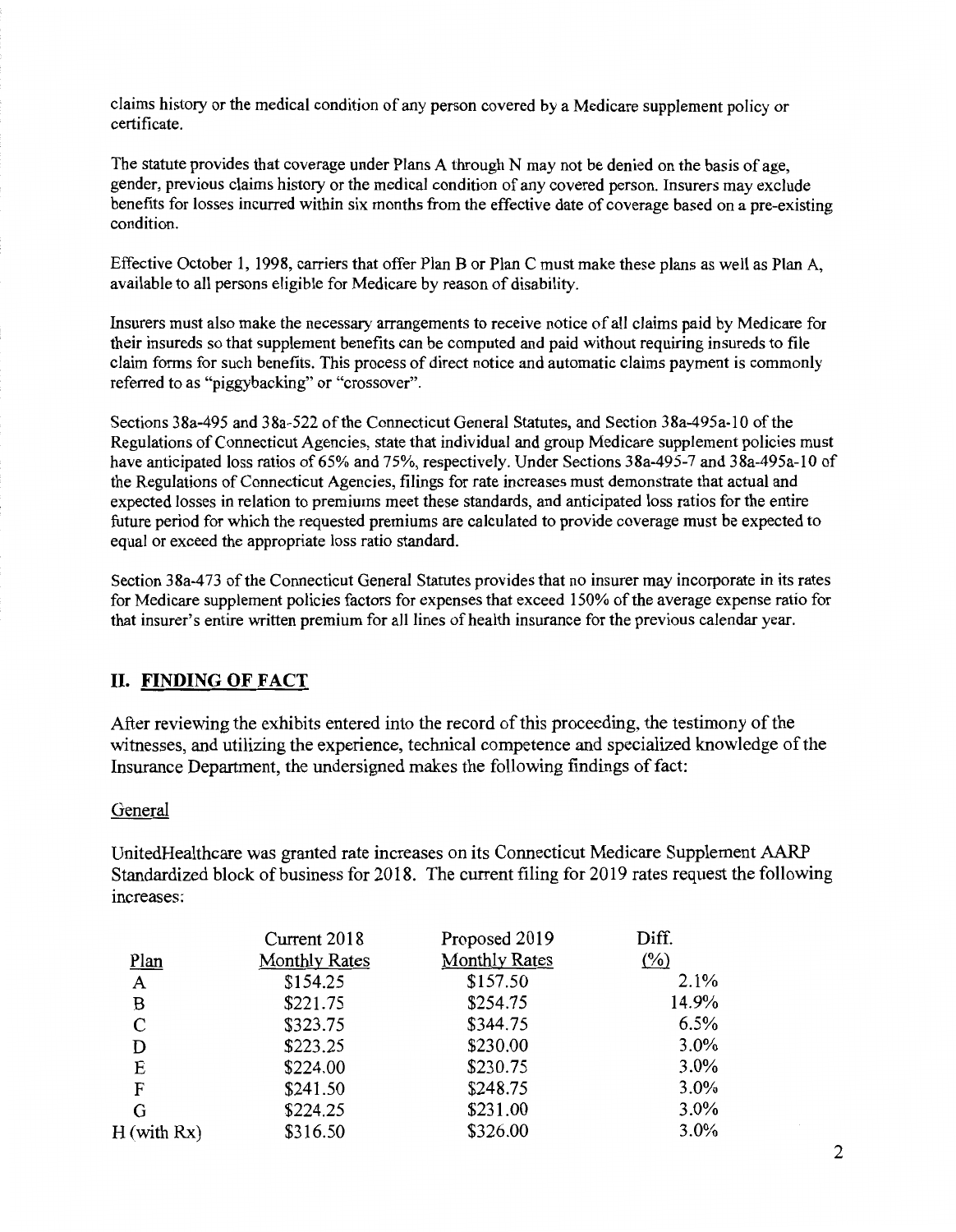claims history or the medical condition of any person covered by a Medicare supplement policy or certificate.

The statute provides that coverage under Plans A through N may not be denied on the basis of age, gender, previous claims history or the medical condition of any covered person. Insurers may exclude benefits for losses incurred within six months from the effective date of coverage based on a pre-existing condition.

Effective October 1, 1998, carriers that offer Plan B or Plan C must make these plans as well as Plan A, available to all persons eligible for Medicare by reason of disability.

Insurers must also make the necessary arrangements to receive notice of all claims paid by Medicare for their insureds so that supplement benefits can be computed and paid without requiring insureds to file claim forms for such benefits. This process of direct notice and automatic claims payment is commonly referred to as "piggybacking" or "crossover".

Sections 38a-495 and 38a-522 of the Connecticut General Statutes, and Section 38a-495a-10 of the Regulations of Connecticut Agencies, state that individual and group Medicare supplement policies must have anticipated loss ratios of 65% and 75%, respectively. Under Sections 38a-495-7 and 38a-495a-10 of the Regulations of Connecticut Agencies, filings for rate increases must demonstrate that actual and expected losses in relation to premiums meet these standards, and anticipated loss ratios for the entire future period for which the requested premiums are calculated to provide coverage must be expected to equal or exceed the appropriate loss ratio standard.

Section 38a-473 of the Connecticut General Statutes provides that no insurer may incorporate in its rates for Medicare supplement policies factors for expenses that exceed 150% of the average expense ratio for that insurer's entire written premium for all lines of health insurance for the previous calendar year.

## II. FINDING OF FACT

After reviewing the exhibits entered into the record of this proceeding, the testimony of the witnesses, and utilizing the experience, technical competence and specialized knowledge of the Insurance Department, the undersigned makes the following findings of fact:

General

UnitedHealthcare was granted rate increases on its Connecticut Medicare Supplement AARP Standardized block of business for 2018. The current filing for 2019 rates request the following increases:

| Plan | Current 2018 Monthly Rates | Proposed 2019 Monthly Rates | Diff. (%) |
|---|---|---|---|
| A | $154.25 | $157.50 | 2.1% |
| B | $221.75 | $254.75 | 14.9% |
| C | $323.75 | $344.75 | 6.5% |
| D | $223.25 | $230.00 | 3.0% |
| E | $224.00 | $230.75 | 3.0% |
| F | $241.50 | $248.75 | 3.0% |
| G | $224.25 | $231.00 | 3.0% |
| H (with Rx) | $316.50 | $326.00 | 3.0% |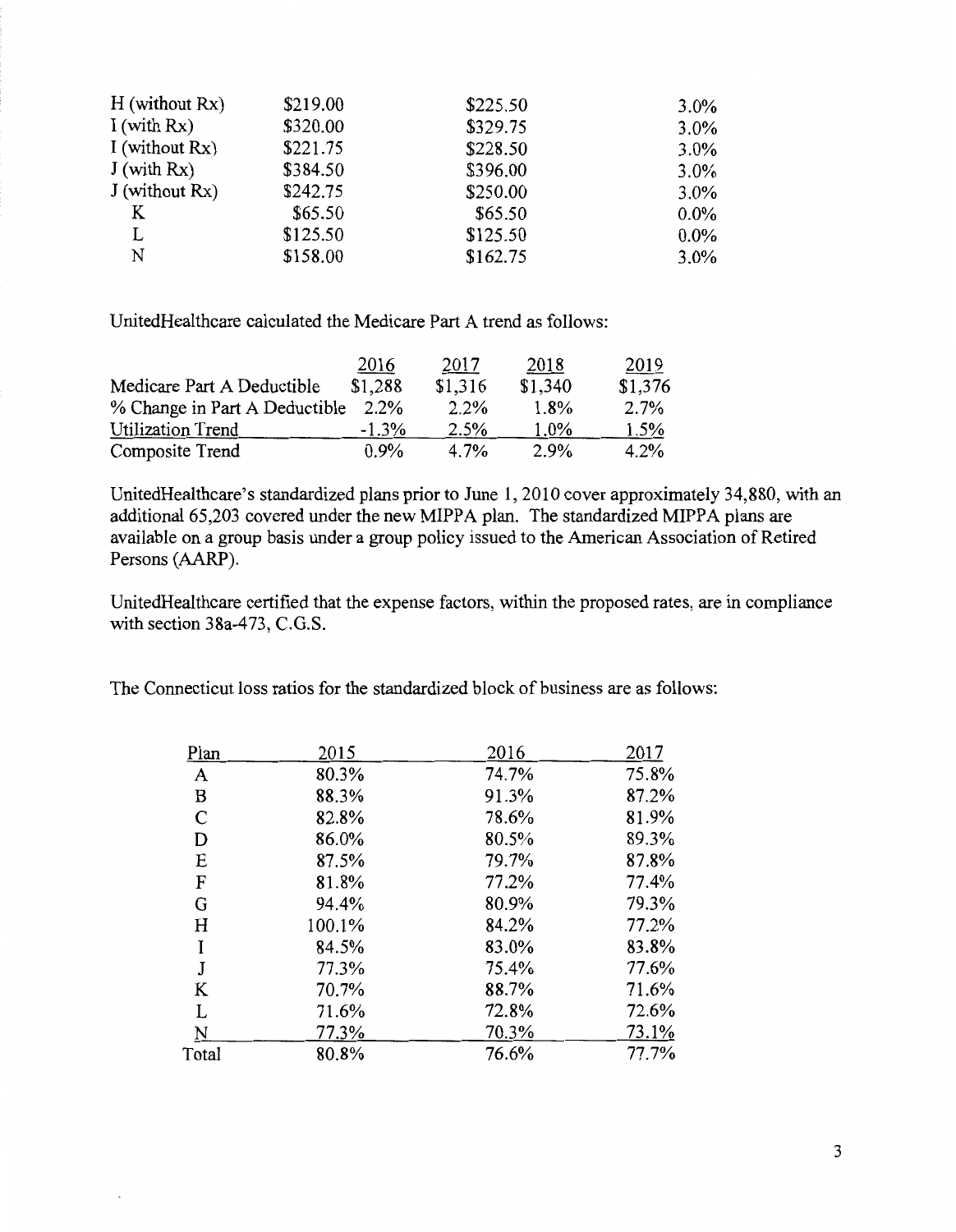| | | | |
|---|---|---|---|
| H (without Rx) | \$219.00 | \$225.50 | 3.0% |
| I (with Rx) | \$320.00 | \$329.75 | 3.0% |
| I (without Rx) | \$221.75 | \$228.50 | 3.0% |
| J (with Rx) | \$384.50 | \$396.00 | 3.0% |
| J (without Rx) | \$242.75 | \$250.00 | 3.0% |
| K | \$65.50 | \$65.50 | 0.0% |
| L | \$125.50 | \$125.50 | 0.0% |
| N | \$158.00 | \$162.75 | 3.0% |

UnitedHealthcare calculated the Medicare Part A trend as follows:

| | 2016 | 2017 | 2018 | 2019 |
|---|---|---|---|---|
| Medicare Part A Deductible | \$1,288 | \$1,316 | \$1,340 | \$1,376 |
| % Change in Part A Deductible | 2.2% | 2.2% | 1.8% | 2.7% |
| Utilization Trend | -1.3% | 2.5% | 1.0% | 1.5% |
| Composite Trend | 0.9% | 4.7% | 2.9% | 4.2% |

UnitedHealthcare's standardized plans prior to June 1, 2010 cover approximately 34,880, with an additional 65,203 covered under the new MIPPA plan. The standardized MIPPA plans are available on a group basis under a group policy issued to the American Association of Retired Persons (AARP).

UnitedHealthcare certified that the expense factors, within the proposed rates, are in compliance with section 38a-473, C.G.S.

The Connecticut loss ratios for the standardized block of business are as follows:

| Plan | 2015 | 2016 | 2017 |
|---|---|---|---|
| A | 80.3% | 74.7% | 75.8% |
| B | 88.3% | 91.3% | 87.2% |
| C | 82.8% | 78.6% | 81.9% |
| D | 86.0% | 80.5% | 89.3% |
| E | 87.5% | 79.7% | 87.8% |
| F | 81.8% | 77.2% | 77.4% |
| G | 94.4% | 80.9% | 79.3% |
| H | 100.1% | 84.2% | 77.2% |
| I | 84.5% | 83.0% | 83.8% |
| J | 77.3% | 75.4% | 77.6% |
| K | 70.7% | 88.7% | 71.6% |
| L | 71.6% | 72.8% | 72.6% |
| N | 77.3% | 70.3% | 73.1% |
| Total | 80.8% | 76.6% | 77.7% |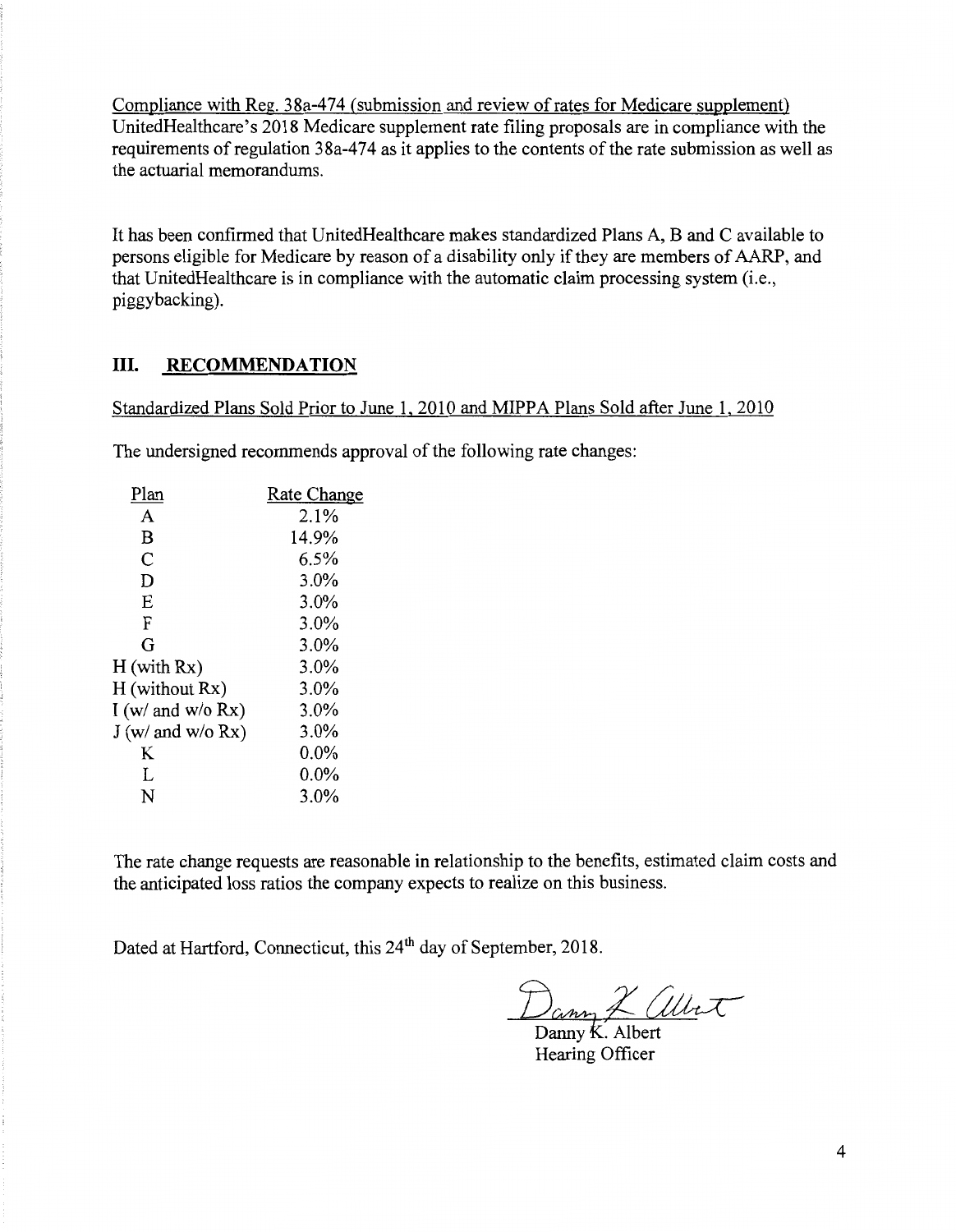Compliance with Reg. 38a-474 (submission and review of rates for Medicare supplement)
UnitedHealthcare's 2018 Medicare supplement rate filing proposals are in compliance with the requirements of regulation 38a-474 as it applies to the contents of the rate submission as well as the actuarial memorandums.

It has been confirmed that UnitedHealthcare makes standardized Plans A, B and C available to persons eligible for Medicare by reason of a disability only if they are members of AARP, and that UnitedHealthcare is in compliance with the automatic claim processing system (i.e., piggybacking).

## III. RECOMMENDATION

Standardized Plans Sold Prior to June 1, 2010 and MIPPA Plans Sold after June 1, 2010

The undersigned recommends approval of the following rate changes:

| Plan | Rate Change |
|---|---|
| A | 2.1% |
| B | 14.9% |
| C | 6.5% |
| D | 3.0% |
| E | 3.0% |
| F | 3.0% |
| G | 3.0% |
| H (with Rx) | 3.0% |
| H (without Rx) | 3.0% |
| I (w/ and w/o Rx) | 3.0% |
| J (w/ and w/o Rx) | 3.0% |
| K | 0.0% |
| L | 0.0% |
| N | 3.0% |

The rate change requests are reasonable in relationship to the benefits, estimated claim costs and the anticipated loss ratios the company expects to realize on this business.

Dated at Hartford, Connecticut, this 24th day of September, 2018.

Danny K. Albert
Hearing Officer